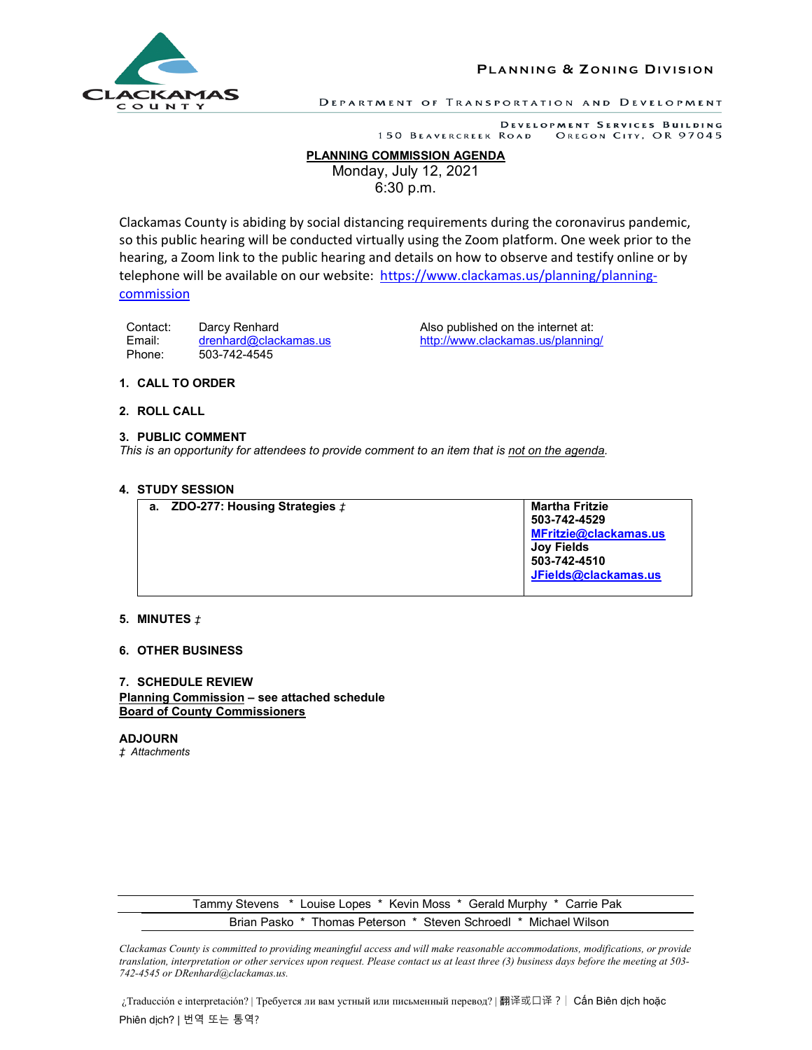CLACKAMAS COUNTY

**PLANNING & ZONING DIVISION**

DEPARTMENT OF TRANSPORTATION AND DEVELOPMENT

DEVELOPMENT SERVICES BUILDING
150 BEAVERCREEK ROAD OREGON CITY, OR 97045

# PLANNING COMMISSION AGENDA

Monday, July 12, 2021
6:30 p.m.

Clackamas County is abiding by social distancing requirements during the coronavirus pandemic, so this public hearing will be conducted virtually using the Zoom platform. One week prior to the hearing, a Zoom link to the public hearing and details on how to observe and testify online or by telephone will be available on our website: https://www.clackamas.us/planning/planning-commission

Contact: Darcy Renhard
Email: drenhard@clackamas.us
Phone: 503-742-4545

Also published on the internet at: http://www.clackamas.us/planning/

**1. CALL TO ORDER**

**2. ROLL CALL**

**3. PUBLIC COMMENT**
*This is an opportunity for attendees to provide comment to an item that is not on the agenda.*

**4. STUDY SESSION**

| a. ZDO-277: Housing Strategies ‡ | Martha Fritzie<br>503-742-4529<br>MFritzie@clackamas.us<br>Joy Fields<br>503-742-4510<br>JFields@clackamas.us |
|---|---|

**5. MINUTES ‡**

**6. OTHER BUSINESS**

**7. SCHEDULE REVIEW**
**Planning Commission – see attached schedule**
**Board of County Commissioners**

**ADJOURN**
*‡ Attachments*

Tammy Stevens * Louise Lopes * Kevin Moss * Gerald Murphy * Carrie Pak
Brian Pasko * Thomas Peterson * Steven Schroedl * Michael Wilson

*Clackamas County is committed to providing meaningful access and will make reasonable accommodations, modifications, or provide translation, interpretation or other services upon request. Please contact us at least three (3) business days before the meeting at 503-742-4545 or DRenhard@clackamas.us.*

¿Traducción e interpretación? | Требуется ли вам устный или письменный перевод? | 翻译或口译？| Cần Biên dịch hoặc Phiên dịch? | 번역 또는 통역?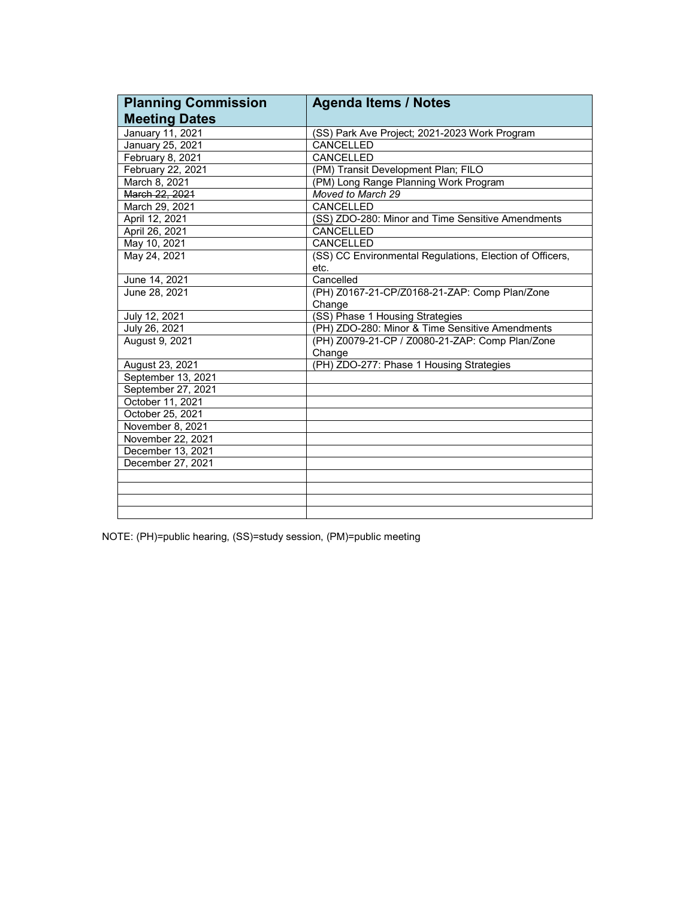| Planning Commission Meeting Dates | Agenda Items / Notes |
|---|---|
| January 11, 2021 | (SS) Park Ave Project; 2021-2023 Work Program |
| January 25, 2021 | CANCELLED |
| February 8, 2021 | CANCELLED |
| February 22, 2021 | (PM) Transit Development Plan; FILO |
| March 8, 2021 | (PM) Long Range Planning Work Program |
| ~~March 22, 2021~~ | *Moved to March 29* |
| March 29, 2021 | CANCELLED |
| April 12, 2021 | (SS) ZDO-280: Minor and Time Sensitive Amendments |
| April 26, 2021 | CANCELLED |
| May 10, 2021 | CANCELLED |
| May 24, 2021 | (SS) CC Environmental Regulations, Election of Officers, etc. |
| June 14, 2021 | Cancelled |
| June 28, 2021 | (PH) Z0167-21-CP/Z0168-21-ZAP: Comp Plan/Zone Change |
| July 12, 2021 | (SS) Phase 1 Housing Strategies |
| July 26, 2021 | (PH) ZDO-280: Minor & Time Sensitive Amendments |
| August 9, 2021 | (PH) Z0079-21-CP / Z0080-21-ZAP: Comp Plan/Zone Change |
| August 23, 2021 | (PH) ZDO-277: Phase 1 Housing Strategies |
| September 13, 2021 | |
| September 27, 2021 | |
| October 11, 2021 | |
| October 25, 2021 | |
| November 8, 2021 | |
| November 22, 2021 | |
| December 13, 2021 | |
| December 27, 2021 | |
| | |
| | |
| | |
| | |

NOTE: (PH)=public hearing, (SS)=study session, (PM)=public meeting